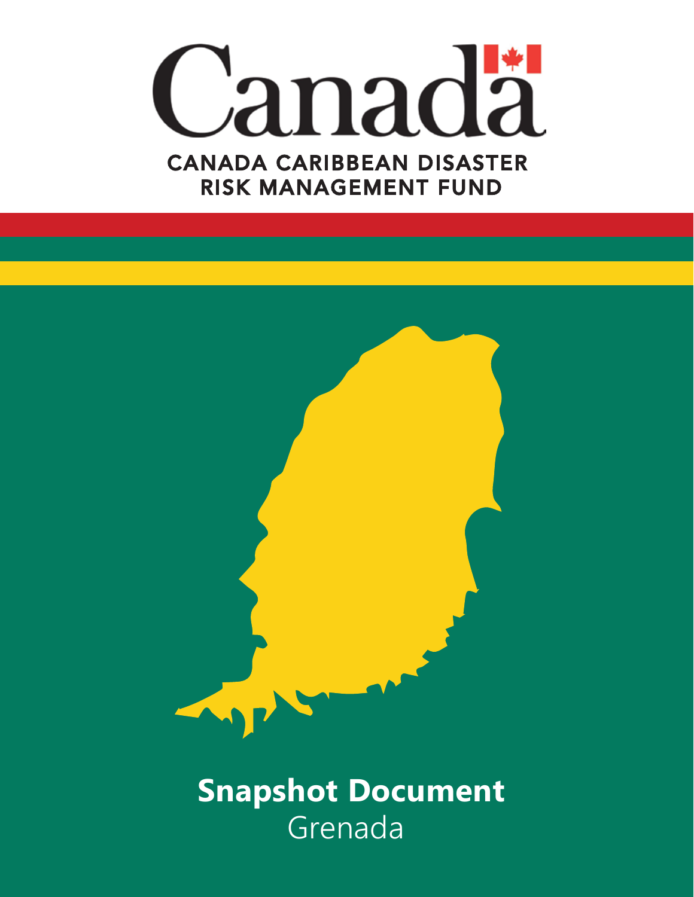Canada

CANADA CARIBBEAN DISASTER RISK MANAGEMENT FUND

# Snapshot Document

Grenada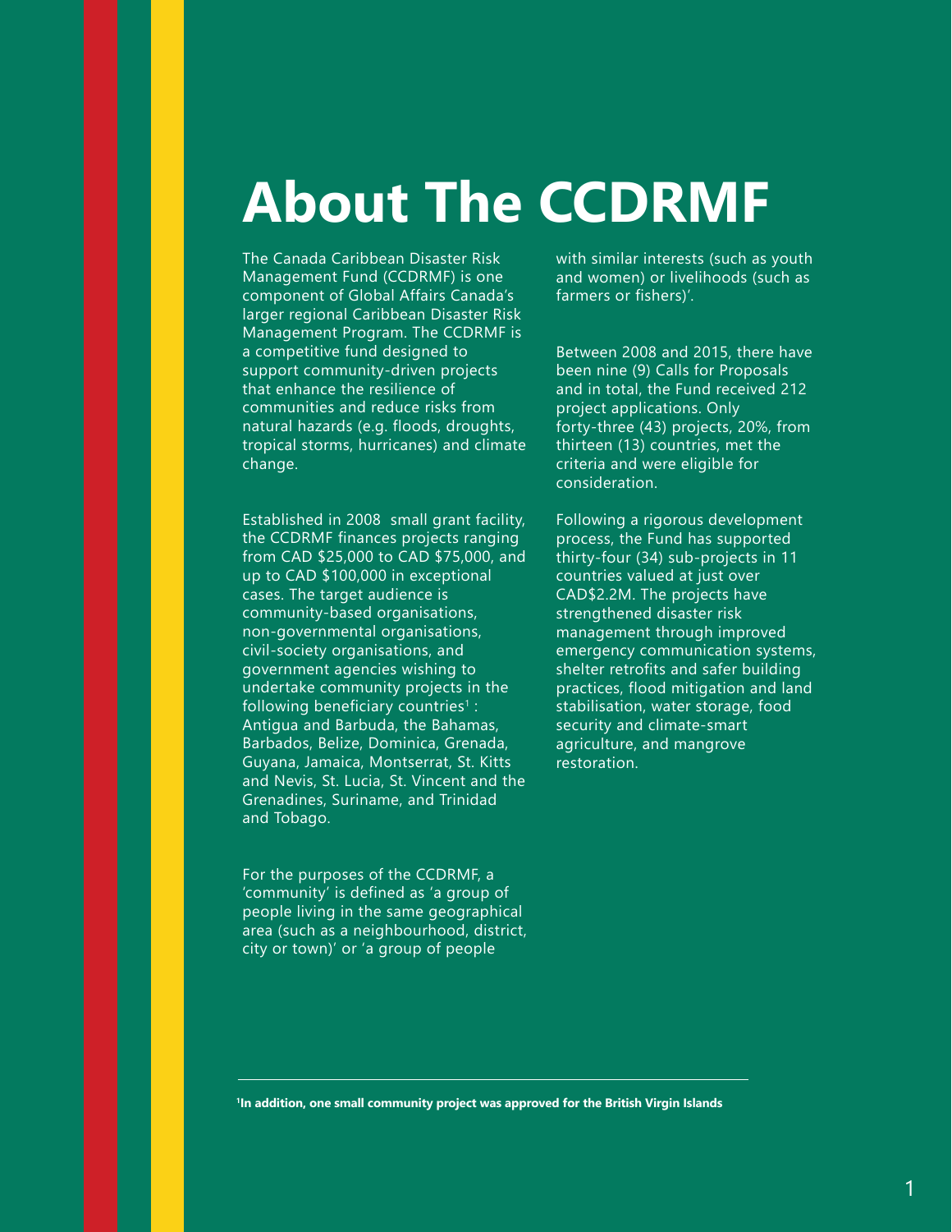# About The CCDRMF

The Canada Caribbean Disaster Risk Management Fund (CCDRMF) is one component of Global Affairs Canada's larger regional Caribbean Disaster Risk Management Program. The CCDRMF is a competitive fund designed to support community-driven projects that enhance the resilience of communities and reduce risks from natural hazards (e.g. floods, droughts, tropical storms, hurricanes) and climate change.

Established in 2008  small grant facility, the CCDRMF finances projects ranging from CAD $25,000 to CAD $75,000, and up to CAD $100,000 in exceptional cases. The target audience is community-based organisations, non-governmental organisations, civil-society organisations, and government agencies wishing to undertake community projects in the following beneficiary countries[1] : Antigua and Barbuda, the Bahamas, Barbados, Belize, Dominica, Grenada, Guyana, Jamaica, Montserrat, St. Kitts and Nevis, St. Lucia, St. Vincent and the Grenadines, Suriname, and Trinidad and Tobago.

For the purposes of the CCDRMF, a 'community' is defined as 'a group of people living in the same geographical area (such as a neighbourhood, district, city or town)' or 'a group of people with similar interests (such as youth and women) or livelihoods (such as farmers or fishers)'.

Between 2008 and 2015, there have been nine (9) Calls for Proposals and in total, the Fund received 212 project applications. Only forty-three (43) projects, 20%, from thirteen (13) countries, met the criteria and were eligible for consideration.

Following a rigorous development process, the Fund has supported thirty-four (34) sub-projects in 11 countries valued at just over CAD$2.2M. The projects have strengthened disaster risk management through improved emergency communication systems, shelter retrofits and safer building practices, flood mitigation and land stabilisation, water storage, food security and climate-smart agriculture, and mangrove restoration.

---

**[1]In addition, one small community project was approved for the British Virgin Islands**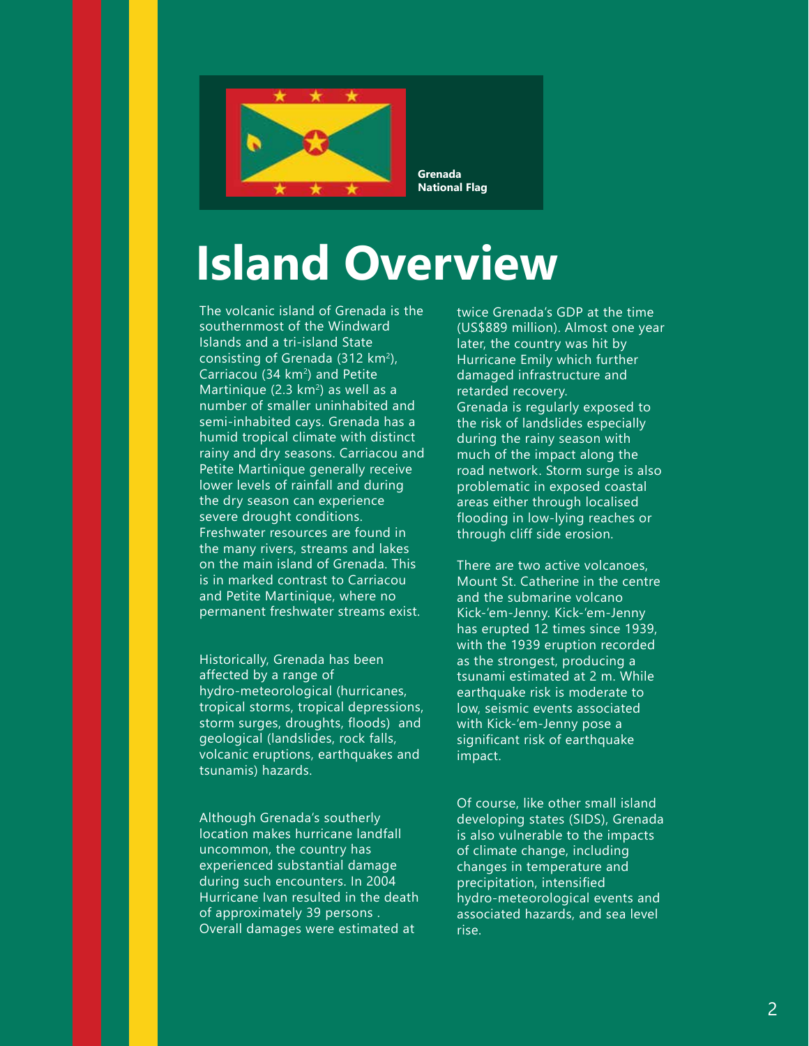Grenada National Flag

# Island Overview

The volcanic island of Grenada is the southernmost of the Windward Islands and a tri-island State consisting of Grenada (312 km$^2$), Carriacou (34 km$^2$) and Petite Martinique (2.3 km$^2$) as well as a number of smaller uninhabited and semi-inhabited cays. Grenada has a humid tropical climate with distinct rainy and dry seasons. Carriacou and Petite Martinique generally receive lower levels of rainfall and during the dry season can experience severe drought conditions. Freshwater resources are found in the many rivers, streams and lakes on the main island of Grenada. This is in marked contrast to Carriacou and Petite Martinique, where no permanent freshwater streams exist.

Historically, Grenada has been affected by a range of hydro-meteorological (hurricanes, tropical storms, tropical depressions, storm surges, droughts, floods) and geological (landslides, rock falls, volcanic eruptions, earthquakes and tsunamis) hazards.

Although Grenada's southerly location makes hurricane landfall uncommon, the country has experienced substantial damage during such encounters. In 2004 Hurricane Ivan resulted in the death of approximately 39 persons . Overall damages were estimated at twice Grenada's GDP at the time (US$889 million). Almost one year later, the country was hit by Hurricane Emily which further damaged infrastructure and retarded recovery.
Grenada is regularly exposed to the risk of landslides especially during the rainy season with much of the impact along the road network. Storm surge is also problematic in exposed coastal areas either through localised flooding in low-lying reaches or through cliff side erosion.

There are two active volcanoes, Mount St. Catherine in the centre and the submarine volcano Kick-'em-Jenny. Kick-'em-Jenny has erupted 12 times since 1939, with the 1939 eruption recorded as the strongest, producing a tsunami estimated at 2 m. While earthquake risk is moderate to low, seismic events associated with Kick-'em-Jenny pose a significant risk of earthquake impact.

Of course, like other small island developing states (SIDS), Grenada is also vulnerable to the impacts of climate change, including changes in temperature and precipitation, intensified hydro-meteorological events and associated hazards, and sea level rise.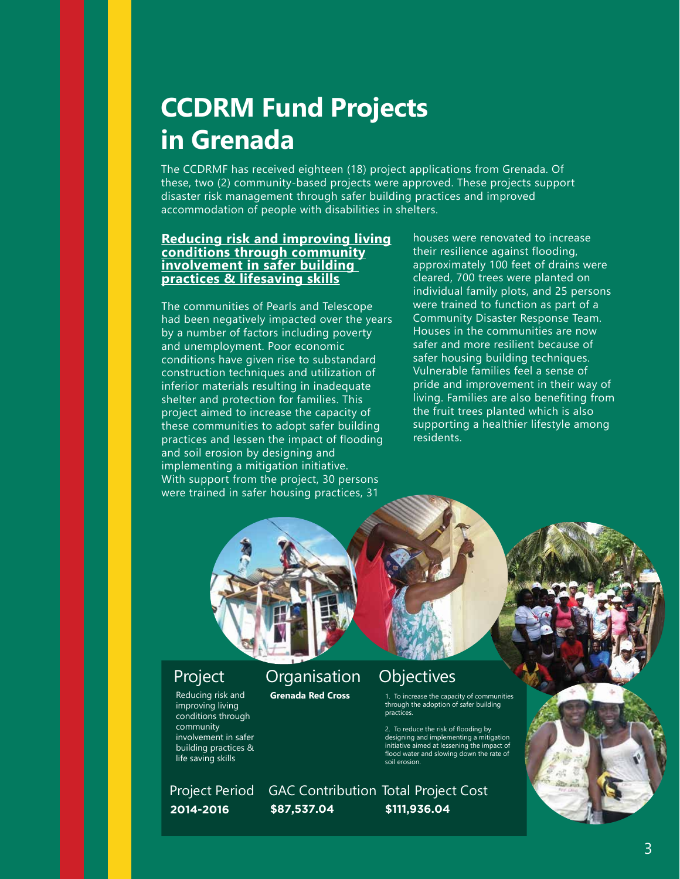# CCDRM Fund Projects in Grenada

The CCDRMF has received eighteen (18) project applications from Grenada. Of these, two (2) community-based projects were approved. These projects support disaster risk management through safer building practices and improved accommodation of people with disabilities in shelters.

## Reducing risk and improving living conditions through community involvement in safer building practices & lifesaving skills

The communities of Pearls and Telescope had been negatively impacted over the years by a number of factors including poverty and unemployment. Poor economic conditions have given rise to substandard construction techniques and utilization of inferior materials resulting in inadequate shelter and protection for families. This project aimed to increase the capacity of these communities to adopt safer building practices and lessen the impact of flooding and soil erosion by designing and implementing a mitigation initiative. With support from the project, 30 persons were trained in safer housing practices, 31 houses were renovated to increase their resilience against flooding, approximately 100 feet of drains were cleared, 700 trees were planted on individual family plots, and 25 persons were trained to function as part of a Community Disaster Response Team. Houses in the communities are now safer and more resilient because of safer housing building techniques. Vulnerable families feel a sense of pride and improvement in their way of living. Families are also benefiting from the fruit trees planted which is also supporting a healthier lifestyle among residents.

| Project | Organisation | Objectives |
|---|---|---|
| Reducing risk and improving living conditions through community involvement in safer building practices & life saving skills | **Grenada Red Cross** | 1. To increase the capacity of communities through the adoption of safer building practices.<br><br>2. To reduce the risk of flooding by designing and implementing a mitigation initiative aimed at lessening the impact of flood water and slowing down the rate of soil erosion. |

| Project Period | GAC Contribution | Total Project Cost |
|---|---|---|
| **2014-2016** | **$87,537.04** | **$111,936.04** |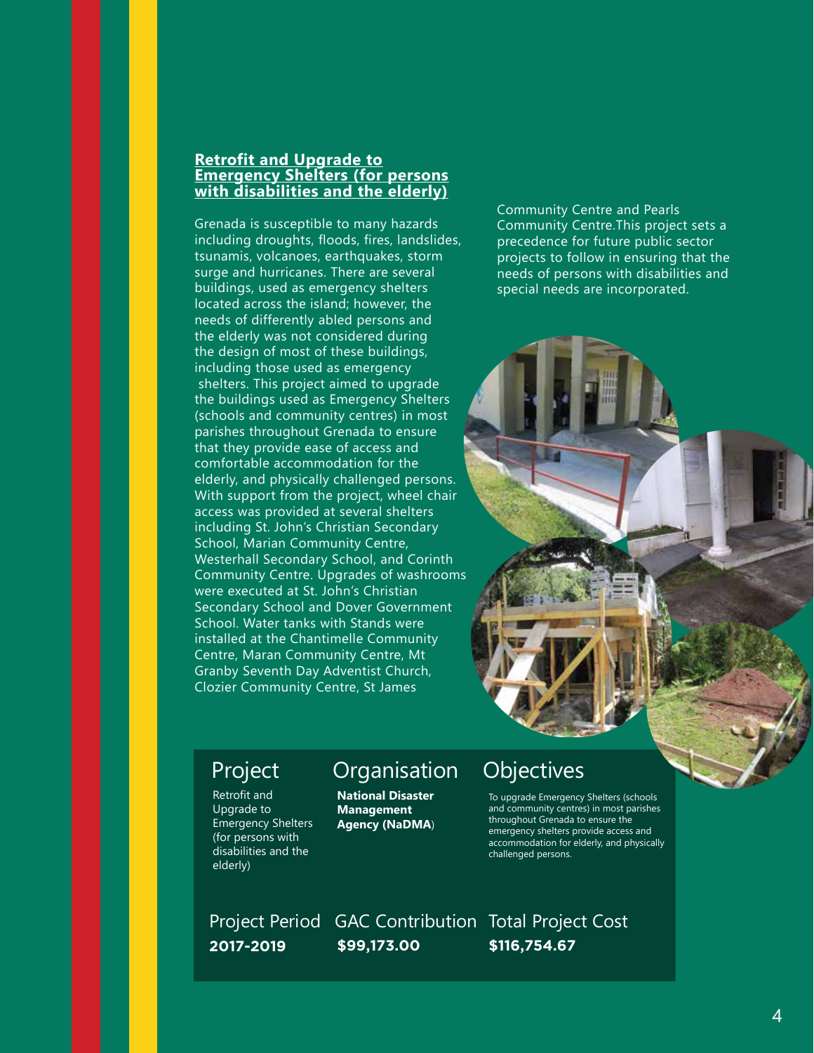## Retrofit and Upgrade to Emergency Shelters (for persons with disabilities and the elderly)

Grenada is susceptible to many hazards including droughts, floods, fires, landslides, tsunamis, volcanoes, earthquakes, storm surge and hurricanes. There are several buildings, used as emergency shelters located across the island; however, the needs of differently abled persons and the elderly was not considered during the design of most of these buildings, including those used as emergency shelters. This project aimed to upgrade the buildings used as Emergency Shelters (schools and community centres) in most parishes throughout Grenada to ensure that they provide ease of access and comfortable accommodation for the elderly, and physically challenged persons. With support from the project, wheel chair access was provided at several shelters including St. John's Christian Secondary School, Marian Community Centre, Westerhall Secondary School, and Corinth Community Centre. Upgrades of washrooms were executed at St. John's Christian Secondary School and Dover Government School. Water tanks with Stands were installed at the Chantimelle Community Centre, Maran Community Centre, Mt Granby Seventh Day Adventist Church, Clozier Community Centre, St James Community Centre and Pearls Community Centre.This project sets a precedence for future public sector projects to follow in ensuring that the needs of persons with disabilities and special needs are incorporated.

### Project

Retrofit and Upgrade to Emergency Shelters (for persons with disabilities and the elderly)

### Organisation

**National Disaster Management Agency (NaDMA)**

### Objectives

To upgrade Emergency Shelters (schools and community centres) in most parishes throughout Grenada to ensure the emergency shelters provide access and accommodation for elderly, and physically challenged persons.

### Project Period

**2017-2019**

### GAC Contribution

**$99,173.00**

### Total Project Cost

**$116,754.67**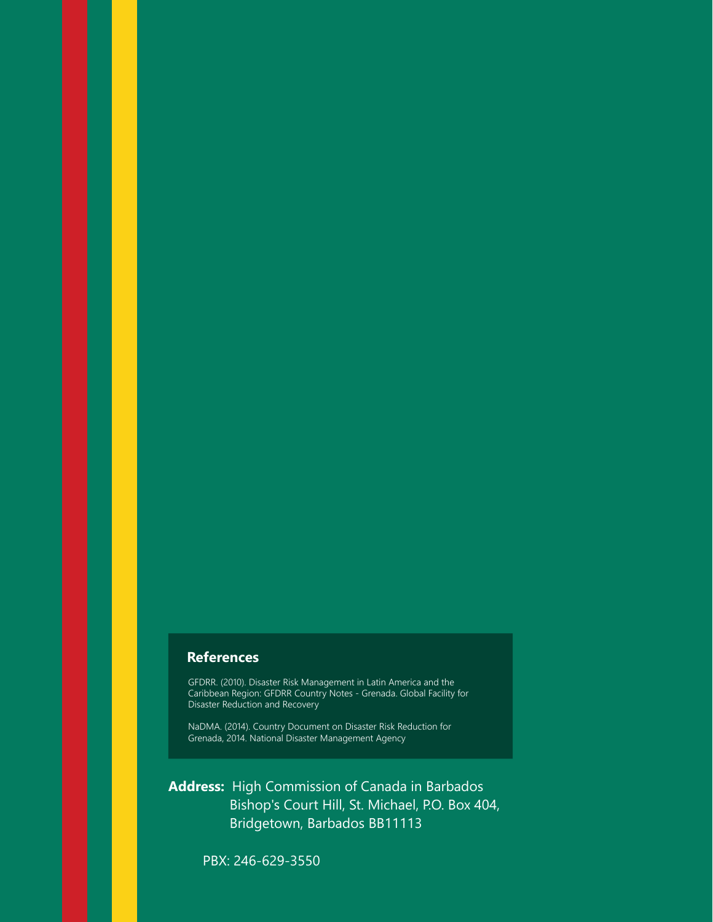## References

GFDRR. (2010). Disaster Risk Management in Latin America and the Caribbean Region: GFDRR Country Notes - Grenada. Global Facility for Disaster Reduction and Recovery

NaDMA. (2014). Country Document on Disaster Risk Reduction for Grenada, 2014. National Disaster Management Agency

**Address:** High Commission of Canada in Barbados
Bishop's Court Hill, St. Michael, P.O. Box 404,
Bridgetown, Barbados BB11113

PBX: 246-629-3550